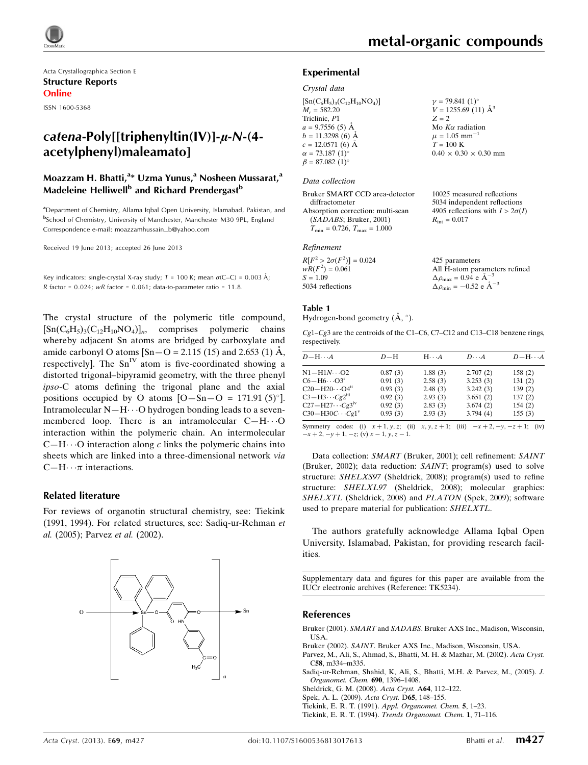metal-organic compounds

Acta Crystallographica Section E
**Structure Reports Online**

ISSN 1600-5368

# *catena*-Poly[[triphenyltin(IV)]-μ-*N*-(4-acetylphenyl)maleamato]

**Moazzam H. Bhatti,[a]* Uzma Yunus,[a] Nosheen Mussarat,[a] Madeleine Helliwell[b] and Richard Prendergast[b]**

[a]Department of Chemistry, Allama Iqbal Open University, Islamabad, Pakistan, and [b]School of Chemistry, University of Manchester, Manchester M30 9PL, England
Correspondence e-mail: moazzamhussain_b@yahoo.com

Received 19 June 2013; accepted 26 June 2013

Key indicators: single-crystal X-ray study; $T$ = 100 K; mean $\sigma$(C–C) = 0.003 Å; $R$ factor = 0.024; $wR$ factor = 0.061; data-to-parameter ratio = 11.8.

The crystal structure of the polymeric title compound, $[Sn(C_6H_5)_3(C_{12}H_{10}NO_4)]_n$, comprises polymeric chains whereby adjacent Sn atoms are bridged by carboxylate and amide carbonyl O atoms [Sn—O = 2.115 (15) and 2.653 (1) Å, respectively]. The $Sn^{IV}$ atom is five-coordinated showing a distorted trigonal–bipyramid geometry, with the three phenyl *ipso*-C atoms defining the trigonal plane and the axial positions occupied by O atoms [O—Sn—O = 171.91 (5)°]. Intramolecular N—H⋯O hydrogen bonding leads to a seven-membered loop. There is an intramolecular C—H⋯O interaction within the polymeric chain. An intermolecular C—H⋯O interaction along *c* links the polymeric chains into sheets which are linked into a three-dimensional network *via* C—H⋯π interactions.

## Related literature

For reviews of organotin structural chemistry, see: Tiekink (1991, 1994). For related structures, see: Sadiq-ur-Rehman *et al.* (2005); Parvez *et al.* (2002).

## Experimental

### Crystal data

$[Sn(C_6H_5)_3(C_{12}H_{10}NO_4)]$
$M_r$ = 582.20
Triclinic, $P\overline{1}$
$a$ = 9.7556 (5) Å
$b$ = 11.3298 (6) Å
$c$ = 12.0571 (6) Å
$\alpha$ = 73.187 (1)°
$\beta$ = 87.082 (1)°
$\gamma$ = 79.841 (1)°
$V$ = 1255.69 (11) Å$^3$
$Z$ = 2
Mo $K\alpha$ radiation
$\mu$ = 1.05 mm$^{-1}$
$T$ = 100 K
0.40 × 0.30 × 0.30 mm

### Data collection

Bruker SMART CCD area-detector diffractometer
Absorption correction: multi-scan (*SADABS*; Bruker, 2001)
$T_{min}$ = 0.726, $T_{max}$ = 1.000
10025 measured reflections
5034 independent reflections
4905 reflections with $I > 2\sigma(I)$
$R_{int}$ = 0.017

### Refinement

$R[F^2 > 2\sigma(F^2)]$ = 0.024
$wR(F^2)$ = 0.061
$S$ = 1.09
5034 reflections
425 parameters
All H-atom parameters refined
$\Delta\rho_{max}$ = 0.94 e Å$^{-3}$
$\Delta\rho_{min}$ = −0.52 e Å$^{-3}$

**Table 1**
Hydrogen-bond geometry (Å, °).

*Cg*1–*Cg*3 are the centroids of the C1–C6, C7–C12 and C13–C18 benzene rings, respectively.

| *D*—H⋯*A* | *D*—H | H⋯*A* | *D*⋯*A* | *D*—H⋯*A* |
|---|---|---|---|---|
| N1—H1*N*⋯O2 | 0.87 (3) | 1.88 (3) | 2.707 (2) | 158 (2) |
| C6—H6⋯O3$^{i}$ | 0.91 (3) | 2.58 (3) | 3.253 (3) | 131 (2) |
| C20—H20⋯O4$^{ii}$ | 0.93 (3) | 2.48 (3) | 3.242 (3) | 139 (2) |
| C3—H3⋯*Cg*2$^{iii}$ | 0.92 (3) | 2.93 (3) | 3.651 (2) | 137 (2) |
| C27—H27⋯*Cg*3$^{iv}$ | 0.92 (3) | 2.83 (3) | 3.674 (2) | 154 (2) |
| C30—H30*C*⋯*Cg*1$^{v}$ | 0.93 (3) | 2.93 (3) | 3.794 (4) | 155 (3) |

Symmetry codes: (i) $x+1, y, z$; (ii) $x, y, z+1$; (iii) $-x+2, -y, -z+1$; (iv) $-x+2, -y+1, -z$; (v) $x-1, y, z-1$.

Data collection: *SMART* (Bruker, 2001); cell refinement: *SAINT* (Bruker, 2002); data reduction: *SAINT*; program(s) used to solve structure: *SHELXS97* (Sheldrick, 2008); program(s) used to refine structure: *SHELXL97* (Sheldrick, 2008); molecular graphics: *SHELXTL* (Sheldrick, 2008) and *PLATON* (Spek, 2009); software used to prepare material for publication: *SHELXTL*.

The authors gratefully acknowledge Allama Iqbal Open University, Islamabad, Pakistan, for providing research facilities.

Supplementary data and figures for this paper are available from the IUCr electronic archives (Reference: TK5234).

## References

Bruker (2001). *SMART* and *SADABS*. Bruker AXS Inc., Madison, Wisconsin, USA.
Bruker (2002). *SAINT*. Bruker AXS Inc., Madison, Wisconsin, USA.
Parvez, M., Ali, S., Ahmad, S., Bhatti, M. H. & Mazhar, M. (2002). *Acta Cryst.* C**58**, m334–m335.
Sadiq-ur-Rehman, Shahid, K, Ali, S., Bhatti, M.H. & Parvez, M., (2005). *J. Organomet. Chem.* **690**, 1396–1408.
Sheldrick, G. M. (2008). *Acta Cryst.* A**64**, 112–122.
Spek, A. L. (2009). *Acta Cryst.* D**65**, 148–155.
Tiekink, E. R. T. (1991). *Appl. Organomet. Chem.* **5**, 1–23.
Tiekink, E. R. T. (1994). *Trends Organomet. Chem.* **1**, 71–116.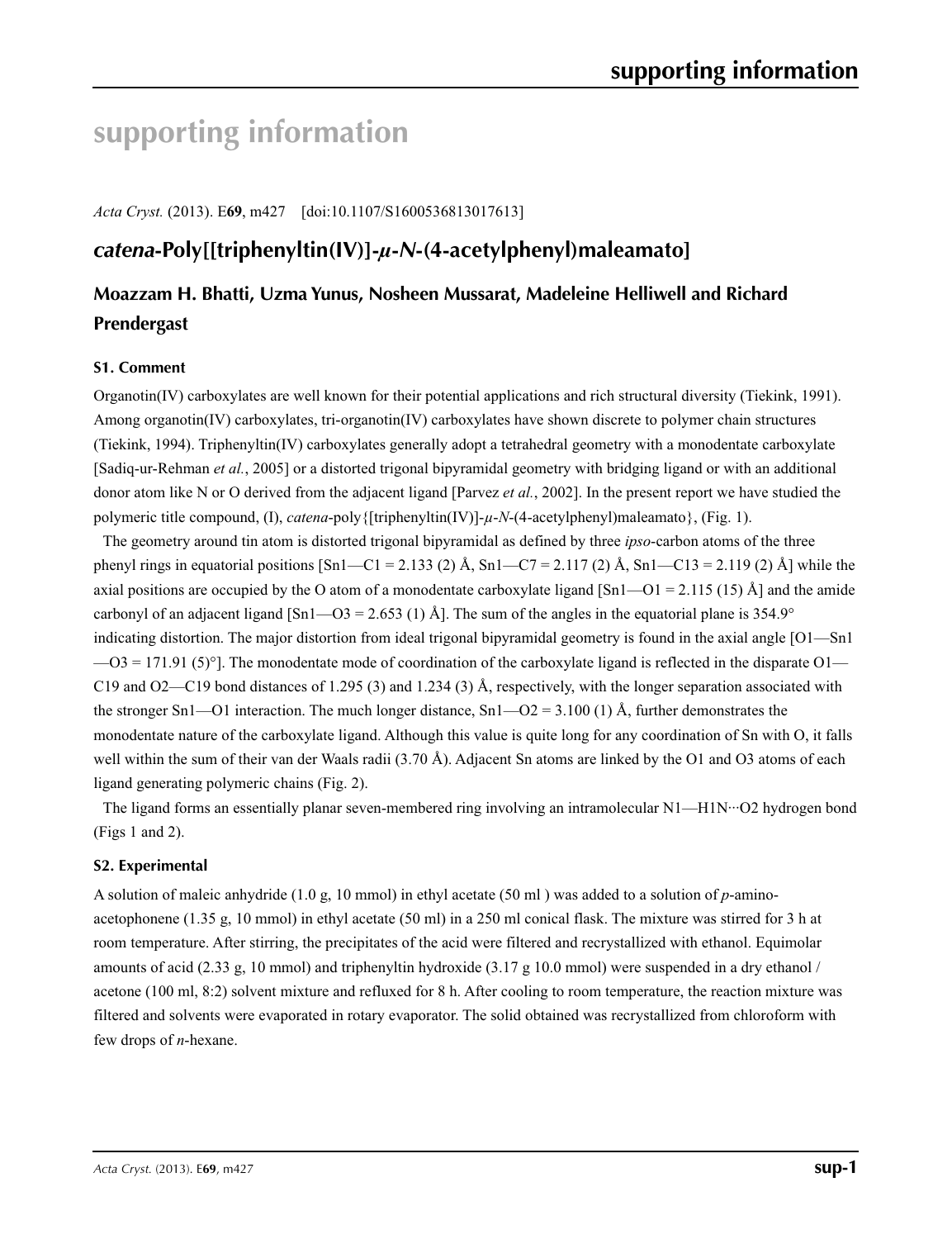# supporting information

*Acta Cryst.* (2013). E**69**, m427 [doi:10.1107/S1600536813017613]

## *catena*-Poly[[triphenyltin(IV)]-*μ*-*N*-(4-acetylphenyl)maleamato]

### Moazzam H. Bhatti, Uzma Yunus, Nosheen Mussarat, Madeleine Helliwell and Richard Prendergast

#### S1. Comment

Organotin(IV) carboxylates are well known for their potential applications and rich structural diversity (Tiekink, 1991). Among organotin(IV) carboxylates, tri-organotin(IV) carboxylates have shown discrete to polymer chain structures (Tiekink, 1994). Triphenyltin(IV) carboxylates generally adopt a tetrahedral geometry with a monodentate carboxylate [Sadiq-ur-Rehman *et al.*, 2005] or a distorted trigonal bipyramidal geometry with bridging ligand or with an additional donor atom like N or O derived from the adjacent ligand [Parvez *et al.*, 2002]. In the present report we have studied the polymeric title compound, (I), *catena*-poly{[triphenyltin(IV)]-*μ*-*N*-(4-acetylphenyl)maleamato}, (Fig. 1).

The geometry around tin atom is distorted trigonal bipyramidal as defined by three *ipso*-carbon atoms of the three phenyl rings in equatorial positions [Sn1—C1 = 2.133 (2) Å, Sn1—C7 = 2.117 (2) Å, Sn1—C13 = 2.119 (2) Å] while the axial positions are occupied by the O atom of a monodentate carboxylate ligand [Sn1—O1 = 2.115 (15) Å] and the amide carbonyl of an adjacent ligand [Sn1—O3 = 2.653 (1) Å]. The sum of the angles in the equatorial plane is 354.9° indicating distortion. The major distortion from ideal trigonal bipyramidal geometry is found in the axial angle [O1—Sn1—O3 = 171.91 (5)°]. The monodentate mode of coordination of the carboxylate ligand is reflected in the disparate O1—C19 and O2—C19 bond distances of 1.295 (3) and 1.234 (3) Å, respectively, with the longer separation associated with the stronger Sn1—O1 interaction. The much longer distance, Sn1—O2 = 3.100 (1) Å, further demonstrates the monodentate nature of the carboxylate ligand. Although this value is quite long for any coordination of Sn with O, it falls well within the sum of their van der Waals radii (3.70 Å). Adjacent Sn atoms are linked by the O1 and O3 atoms of each ligand generating polymeric chains (Fig. 2).

The ligand forms an essentially planar seven-membered ring involving an intramolecular N1—H1N···O2 hydrogen bond (Figs 1 and 2).

#### S2. Experimental

A solution of maleic anhydride (1.0 g, 10 mmol) in ethyl acetate (50 ml ) was added to a solution of *p*-amino-acetophonene (1.35 g, 10 mmol) in ethyl acetate (50 ml) in a 250 ml conical flask. The mixture was stirred for 3 h at room temperature. After stirring, the precipitates of the acid were filtered and recrystallized with ethanol. Equimolar amounts of acid (2.33 g, 10 mmol) and triphenyltin hydroxide (3.17 g 10.0 mmol) were suspended in a dry ethanol / acetone (100 ml, 8:2) solvent mixture and refluxed for 8 h. After cooling to room temperature, the reaction mixture was filtered and solvents were evaporated in rotary evaporator. The solid obtained was recrystallized from chloroform with few drops of *n*-hexane.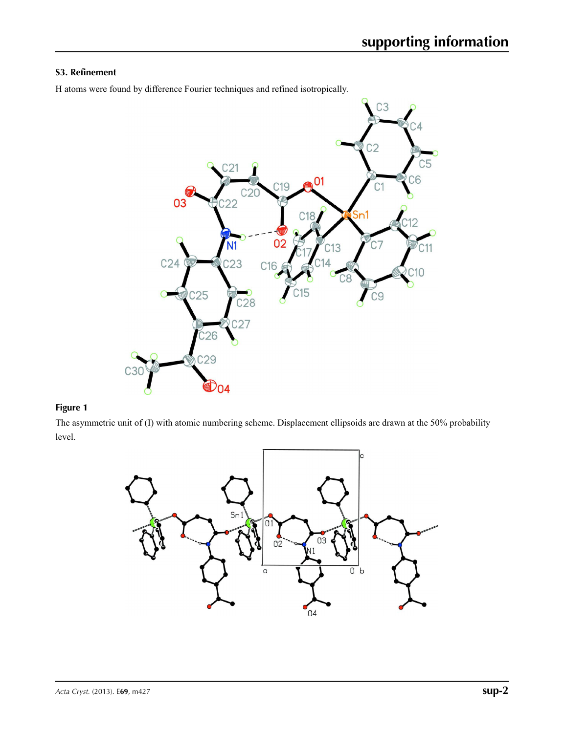### S3. Refinement

H atoms were found by difference Fourier techniques and refined isotropically.

**Figure 1**

The asymmetric unit of (I) with atomic numbering scheme. Displacement ellipsoids are drawn at the 50% probability level.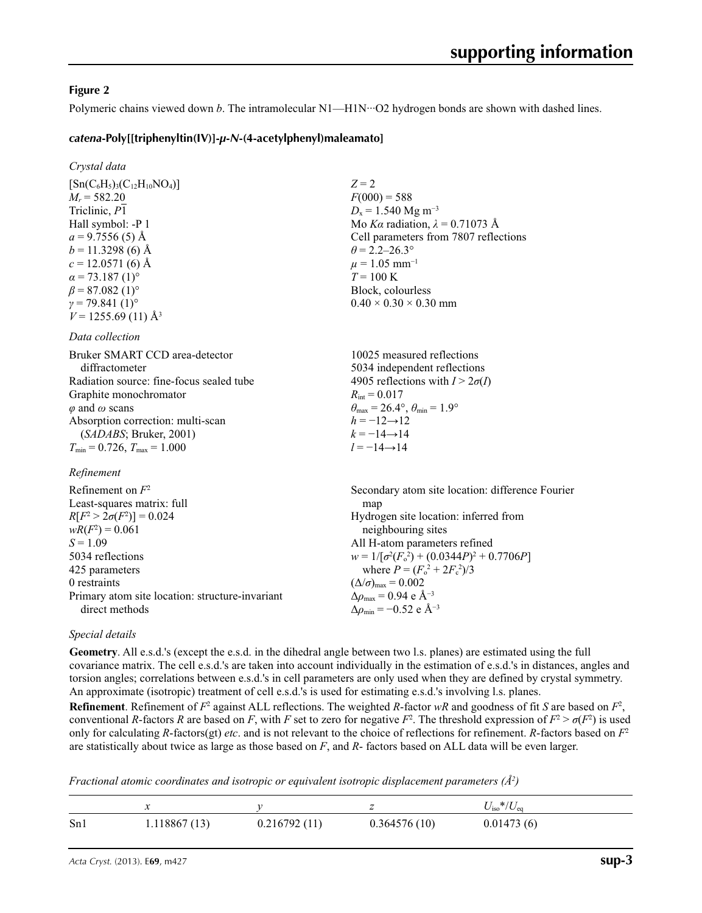### Figure 2

Polymeric chains viewed down *b*. The intramolecular N1—H1N···O2 hydrogen bonds are shown with dashed lines.

### *catena*-Poly[[triphenyltin(IV)]-*μ*-*N*-(4-acetylphenyl)maleamato]

*Crystal data*

| | |
|---|---|
| $[Sn(C_6H_5)_3(C_{12}H_{10}NO_4)]$ | $Z = 2$ |
| $M_r = 582.20$ | $F(000) = 588$ |
| Triclinic, $P\overline{1}$ | $D_x = 1.540$ Mg m$^{-3}$ |
| Hall symbol: -P 1 | Mo $K\alpha$ radiation, $\lambda = 0.71073$ Å |
| $a = 9.7556$ (5) Å | Cell parameters from 7807 reflections |
| $b = 11.3298$ (6) Å | $\theta = 2.2$–$26.3°$ |
| $c = 12.0571$ (6) Å | $\mu = 1.05$ mm$^{-1}$ |
| $\alpha = 73.187$ (1)° | $T = 100$ K |
| $\beta = 87.082$ (1)° | Block, colourless |
| $\gamma = 79.841$ (1)° | $0.40 \times 0.30 \times 0.30$ mm |
| $V = 1255.69$ (11) Å$^3$ | |

*Data collection*

| | |
|---|---|
| Bruker SMART CCD area-detector diffractometer | 10025 measured reflections |
| Radiation source: fine-focus sealed tube | 5034 independent reflections |
| Graphite monochromator | 4905 reflections with $I > 2\sigma(I)$ |
| $\varphi$ and $\omega$ scans | $R_{int} = 0.017$ |
| Absorption correction: multi-scan (*SADABS*; Bruker, 2001) | $\theta_{max} = 26.4°$, $\theta_{min} = 1.9°$ |
| $T_{min} = 0.726$, $T_{max} = 1.000$ | $h = -12 \rightarrow 12$ |
| | $k = -14 \rightarrow 14$ |
| | $l = -14 \rightarrow 14$ |

*Refinement*

| | |
|---|---|
| Refinement on $F^2$ | Secondary atom site location: difference Fourier map |
| Least-squares matrix: full | Hydrogen site location: inferred from neighbouring sites |
| $R[F^2 > 2\sigma(F^2)] = 0.024$ | All H-atom parameters refined |
| $wR(F^2) = 0.061$ | $w = 1/[\sigma^2(F_o^2) + (0.0344P)^2 + 0.7706P]$ where $P = (F_o^2 + 2F_c^2)/3$ |
| $S = 1.09$ | $(\Delta/\sigma)_{max} = 0.002$ |
| 5034 reflections | $\Delta\rho_{max} = 0.94$ e Å$^{-3}$ |
| 425 parameters | $\Delta\rho_{min} = -0.52$ e Å$^{-3}$ |
| 0 restraints | |
| Primary atom site location: structure-invariant direct methods | |

*Special details*

**Geometry**. All e.s.d.'s (except the e.s.d. in the dihedral angle between two l.s. planes) are estimated using the full covariance matrix. The cell e.s.d.'s are taken into account individually in the estimation of e.s.d.'s in distances, angles and torsion angles; correlations between e.s.d.'s in cell parameters are only used when they are defined by crystal symmetry. An approximate (isotropic) treatment of cell e.s.d.'s is used for estimating e.s.d.'s involving l.s. planes.

**Refinement**. Refinement of $F^2$ against ALL reflections. The weighted $R$-factor $wR$ and goodness of fit $S$ are based on $F^2$, conventional $R$-factors $R$ are based on $F$, with $F$ set to zero for negative $F^2$. The threshold expression of $F^2 > \sigma(F^2)$ is used only for calculating $R$-factors(gt) *etc*. and is not relevant to the choice of reflections for refinement. $R$-factors based on $F^2$ are statistically about twice as large as those based on $F$, and $R$- factors based on ALL data will be even larger.

*Fractional atomic coordinates and isotropic or equivalent isotropic displacement parameters (Å$^2$)*

| | $x$ | $y$ | $z$ | $U_{iso}$*/$U_{eq}$ |
|---|---|---|---|---|
| Sn1 | 1.118867 (13) | 0.216792 (11) | 0.364576 (10) | 0.01473 (6) |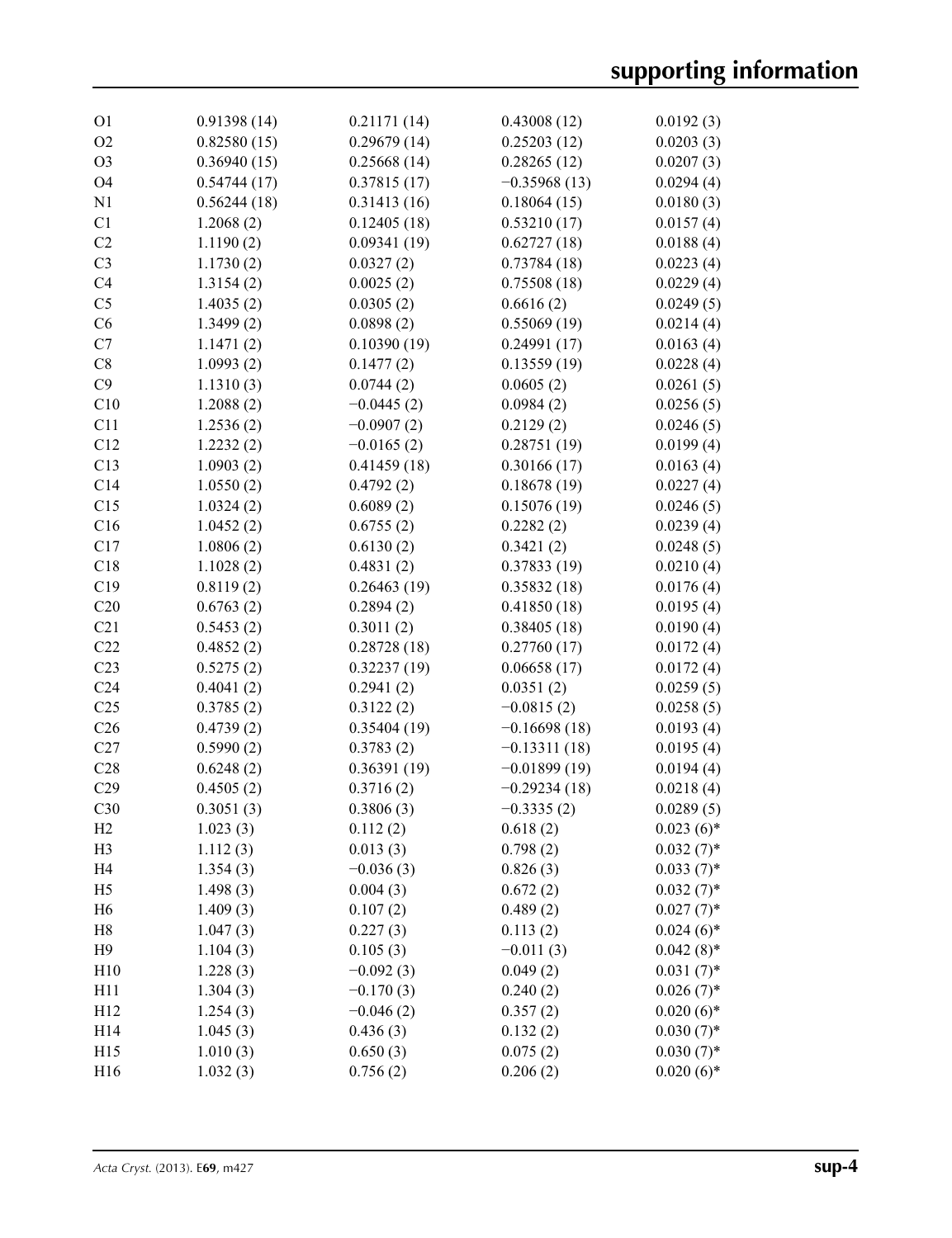| | | | | |
|---|---|---|---|---|
| O1 | 0.91398 (14) | 0.21171 (14) | 0.43008 (12) | 0.0192 (3) |
| O2 | 0.82580 (15) | 0.29679 (14) | 0.25203 (12) | 0.0203 (3) |
| O3 | 0.36940 (15) | 0.25668 (14) | 0.28265 (12) | 0.0207 (3) |
| O4 | 0.54744 (17) | 0.37815 (17) | −0.35968 (13) | 0.0294 (4) |
| N1 | 0.56244 (18) | 0.31413 (16) | 0.18064 (15) | 0.0180 (3) |
| C1 | 1.2068 (2) | 0.12405 (18) | 0.53210 (17) | 0.0157 (4) |
| C2 | 1.1190 (2) | 0.09341 (19) | 0.62727 (18) | 0.0188 (4) |
| C3 | 1.1730 (2) | 0.0327 (2) | 0.73784 (18) | 0.0223 (4) |
| C4 | 1.3154 (2) | 0.0025 (2) | 0.75508 (18) | 0.0229 (4) |
| C5 | 1.4035 (2) | 0.0305 (2) | 0.6616 (2) | 0.0249 (5) |
| C6 | 1.3499 (2) | 0.0898 (2) | 0.55069 (19) | 0.0214 (4) |
| C7 | 1.1471 (2) | 0.10390 (19) | 0.24991 (17) | 0.0163 (4) |
| C8 | 1.0993 (2) | 0.1477 (2) | 0.13559 (19) | 0.0228 (4) |
| C9 | 1.1310 (3) | 0.0744 (2) | 0.0605 (2) | 0.0261 (5) |
| C10 | 1.2088 (2) | −0.0445 (2) | 0.0984 (2) | 0.0256 (5) |
| C11 | 1.2536 (2) | −0.0907 (2) | 0.2129 (2) | 0.0246 (5) |
| C12 | 1.2232 (2) | −0.0165 (2) | 0.28751 (19) | 0.0199 (4) |
| C13 | 1.0903 (2) | 0.41459 (18) | 0.30166 (17) | 0.0163 (4) |
| C14 | 1.0550 (2) | 0.4792 (2) | 0.18678 (19) | 0.0227 (4) |
| C15 | 1.0324 (2) | 0.6089 (2) | 0.15076 (19) | 0.0246 (5) |
| C16 | 1.0452 (2) | 0.6755 (2) | 0.2282 (2) | 0.0239 (4) |
| C17 | 1.0806 (2) | 0.6130 (2) | 0.3421 (2) | 0.0248 (5) |
| C18 | 1.1028 (2) | 0.4831 (2) | 0.37833 (19) | 0.0210 (4) |
| C19 | 0.8119 (2) | 0.26463 (19) | 0.35832 (18) | 0.0176 (4) |
| C20 | 0.6763 (2) | 0.2894 (2) | 0.41850 (18) | 0.0195 (4) |
| C21 | 0.5453 (2) | 0.3011 (2) | 0.38405 (18) | 0.0190 (4) |
| C22 | 0.4852 (2) | 0.28728 (18) | 0.27760 (17) | 0.0172 (4) |
| C23 | 0.5275 (2) | 0.32237 (19) | 0.06658 (17) | 0.0172 (4) |
| C24 | 0.4041 (2) | 0.2941 (2) | 0.0351 (2) | 0.0259 (5) |
| C25 | 0.3785 (2) | 0.3122 (2) | −0.0815 (2) | 0.0258 (5) |
| C26 | 0.4739 (2) | 0.35404 (19) | −0.16698 (18) | 0.0193 (4) |
| C27 | 0.5990 (2) | 0.3783 (2) | −0.13311 (18) | 0.0195 (4) |
| C28 | 0.6248 (2) | 0.36391 (19) | −0.01899 (19) | 0.0194 (4) |
| C29 | 0.4505 (2) | 0.3716 (2) | −0.29234 (18) | 0.0218 (4) |
| C30 | 0.3051 (3) | 0.3806 (3) | −0.3335 (2) | 0.0289 (5) |
| H2 | 1.023 (3) | 0.112 (2) | 0.618 (2) | 0.023 (6)* |
| H3 | 1.112 (3) | 0.013 (3) | 0.798 (2) | 0.032 (7)* |
| H4 | 1.354 (3) | −0.036 (3) | 0.826 (3) | 0.033 (7)* |
| H5 | 1.498 (3) | 0.004 (3) | 0.672 (2) | 0.032 (7)* |
| H6 | 1.409 (3) | 0.107 (2) | 0.489 (2) | 0.027 (7)* |
| H8 | 1.047 (3) | 0.227 (3) | 0.113 (2) | 0.024 (6)* |
| H9 | 1.104 (3) | 0.105 (3) | −0.011 (3) | 0.042 (8)* |
| H10 | 1.228 (3) | −0.092 (3) | 0.049 (2) | 0.031 (7)* |
| H11 | 1.304 (3) | −0.170 (3) | 0.240 (2) | 0.026 (7)* |
| H12 | 1.254 (3) | −0.046 (2) | 0.357 (2) | 0.020 (6)* |
| H14 | 1.045 (3) | 0.436 (3) | 0.132 (2) | 0.030 (7)* |
| H15 | 1.010 (3) | 0.650 (3) | 0.075 (2) | 0.030 (7)* |
| H16 | 1.032 (3) | 0.756 (2) | 0.206 (2) | 0.020 (6)* |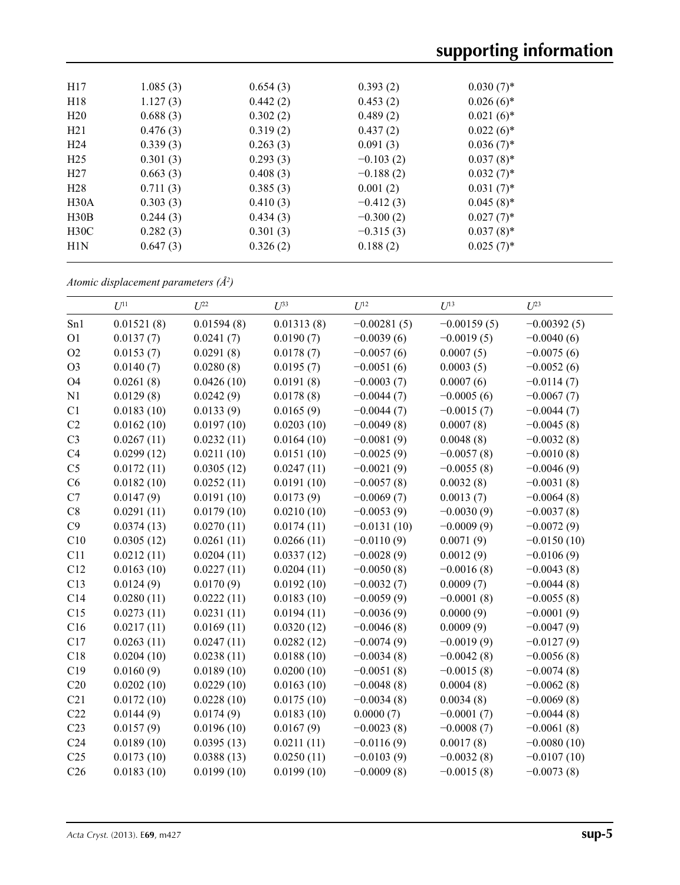| | | | | |
|---|---|---|---|---|
| H17 | 1.085 (3) | 0.654 (3) | 0.393 (2) | 0.030 (7)* |
| H18 | 1.127 (3) | 0.442 (2) | 0.453 (2) | 0.026 (6)* |
| H20 | 0.688 (3) | 0.302 (2) | 0.489 (2) | 0.021 (6)* |
| H21 | 0.476 (3) | 0.319 (2) | 0.437 (2) | 0.022 (6)* |
| H24 | 0.339 (3) | 0.263 (3) | 0.091 (3) | 0.036 (7)* |
| H25 | 0.301 (3) | 0.293 (3) | −0.103 (2) | 0.037 (8)* |
| H27 | 0.663 (3) | 0.408 (3) | −0.188 (2) | 0.032 (7)* |
| H28 | 0.711 (3) | 0.385 (3) | 0.001 (2) | 0.031 (7)* |
| H30A | 0.303 (3) | 0.410 (3) | −0.412 (3) | 0.045 (8)* |
| H30B | 0.244 (3) | 0.434 (3) | −0.300 (2) | 0.027 (7)* |
| H30C | 0.282 (3) | 0.301 (3) | −0.315 (3) | 0.037 (8)* |
| H1N | 0.647 (3) | 0.326 (2) | 0.188 (2) | 0.025 (7)* |

*Atomic displacement parameters (Å²)*

| | $U^{11}$ | $U^{22}$ | $U^{33}$ | $U^{12}$ | $U^{13}$ | $U^{23}$ |
|---|---|---|---|---|---|---|
| Sn1 | 0.01521 (8) | 0.01594 (8) | 0.01313 (8) | −0.00281 (5) | −0.00159 (5) | −0.00392 (5) |
| O1 | 0.0137 (7) | 0.0241 (7) | 0.0190 (7) | −0.0039 (6) | −0.0019 (5) | −0.0040 (6) |
| O2 | 0.0153 (7) | 0.0291 (8) | 0.0178 (7) | −0.0057 (6) | 0.0007 (5) | −0.0075 (6) |
| O3 | 0.0140 (7) | 0.0280 (8) | 0.0195 (7) | −0.0051 (6) | 0.0003 (5) | −0.0052 (6) |
| O4 | 0.0261 (8) | 0.0426 (10) | 0.0191 (8) | −0.0003 (7) | 0.0007 (6) | −0.0114 (7) |
| N1 | 0.0129 (8) | 0.0242 (9) | 0.0178 (8) | −0.0044 (7) | −0.0005 (6) | −0.0067 (7) |
| C1 | 0.0183 (10) | 0.0133 (9) | 0.0165 (9) | −0.0044 (7) | −0.0015 (7) | −0.0044 (7) |
| C2 | 0.0162 (10) | 0.0197 (10) | 0.0203 (10) | −0.0049 (8) | 0.0007 (8) | −0.0045 (8) |
| C3 | 0.0267 (11) | 0.0232 (11) | 0.0164 (10) | −0.0081 (9) | 0.0048 (8) | −0.0032 (8) |
| C4 | 0.0299 (12) | 0.0211 (10) | 0.0151 (10) | −0.0025 (9) | −0.0057 (8) | −0.0010 (8) |
| C5 | 0.0172 (11) | 0.0305 (12) | 0.0247 (11) | −0.0021 (9) | −0.0055 (8) | −0.0046 (9) |
| C6 | 0.0182 (10) | 0.0252 (11) | 0.0191 (10) | −0.0057 (8) | 0.0032 (8) | −0.0031 (8) |
| C7 | 0.0147 (9) | 0.0191 (10) | 0.0173 (9) | −0.0069 (7) | 0.0013 (7) | −0.0064 (8) |
| C8 | 0.0291 (11) | 0.0179 (10) | 0.0210 (10) | −0.0053 (9) | −0.0030 (9) | −0.0037 (8) |
| C9 | 0.0374 (13) | 0.0270 (11) | 0.0174 (11) | −0.0131 (10) | −0.0009 (9) | −0.0072 (9) |
| C10 | 0.0305 (12) | 0.0261 (11) | 0.0266 (11) | −0.0110 (9) | 0.0071 (9) | −0.0150 (10) |
| C11 | 0.0212 (11) | 0.0204 (11) | 0.0337 (12) | −0.0028 (9) | 0.0012 (9) | −0.0106 (9) |
| C12 | 0.0163 (10) | 0.0227 (11) | 0.0204 (11) | −0.0050 (8) | −0.0016 (8) | −0.0043 (8) |
| C13 | 0.0124 (9) | 0.0170 (9) | 0.0192 (10) | −0.0032 (7) | 0.0009 (7) | −0.0044 (8) |
| C14 | 0.0280 (11) | 0.0222 (11) | 0.0183 (10) | −0.0059 (9) | −0.0001 (8) | −0.0055 (8) |
| C15 | 0.0273 (11) | 0.0231 (11) | 0.0194 (11) | −0.0036 (9) | 0.0000 (9) | −0.0001 (9) |
| C16 | 0.0217 (11) | 0.0169 (11) | 0.0320 (12) | −0.0046 (8) | 0.0009 (9) | −0.0047 (9) |
| C17 | 0.0263 (11) | 0.0247 (11) | 0.0282 (12) | −0.0074 (9) | −0.0019 (9) | −0.0127 (9) |
| C18 | 0.0204 (10) | 0.0238 (11) | 0.0188 (10) | −0.0034 (8) | −0.0042 (8) | −0.0056 (8) |
| C19 | 0.0160 (9) | 0.0189 (10) | 0.0200 (10) | −0.0051 (8) | −0.0015 (8) | −0.0074 (8) |
| C20 | 0.0202 (10) | 0.0229 (10) | 0.0163 (10) | −0.0048 (8) | 0.0004 (8) | −0.0062 (8) |
| C21 | 0.0172 (10) | 0.0228 (10) | 0.0175 (10) | −0.0034 (8) | 0.0034 (8) | −0.0069 (8) |
| C22 | 0.0144 (9) | 0.0174 (9) | 0.0183 (10) | 0.0000 (7) | −0.0001 (7) | −0.0044 (8) |
| C23 | 0.0157 (9) | 0.0196 (10) | 0.0167 (9) | −0.0023 (8) | −0.0008 (7) | −0.0061 (8) |
| C24 | 0.0189 (10) | 0.0395 (13) | 0.0211 (11) | −0.0116 (9) | 0.0017 (8) | −0.0080 (10) |
| C25 | 0.0173 (10) | 0.0388 (13) | 0.0250 (11) | −0.0103 (9) | −0.0032 (8) | −0.0107 (10) |
| C26 | 0.0183 (10) | 0.0199 (10) | 0.0199 (10) | −0.0009 (8) | −0.0015 (8) | −0.0073 (8) |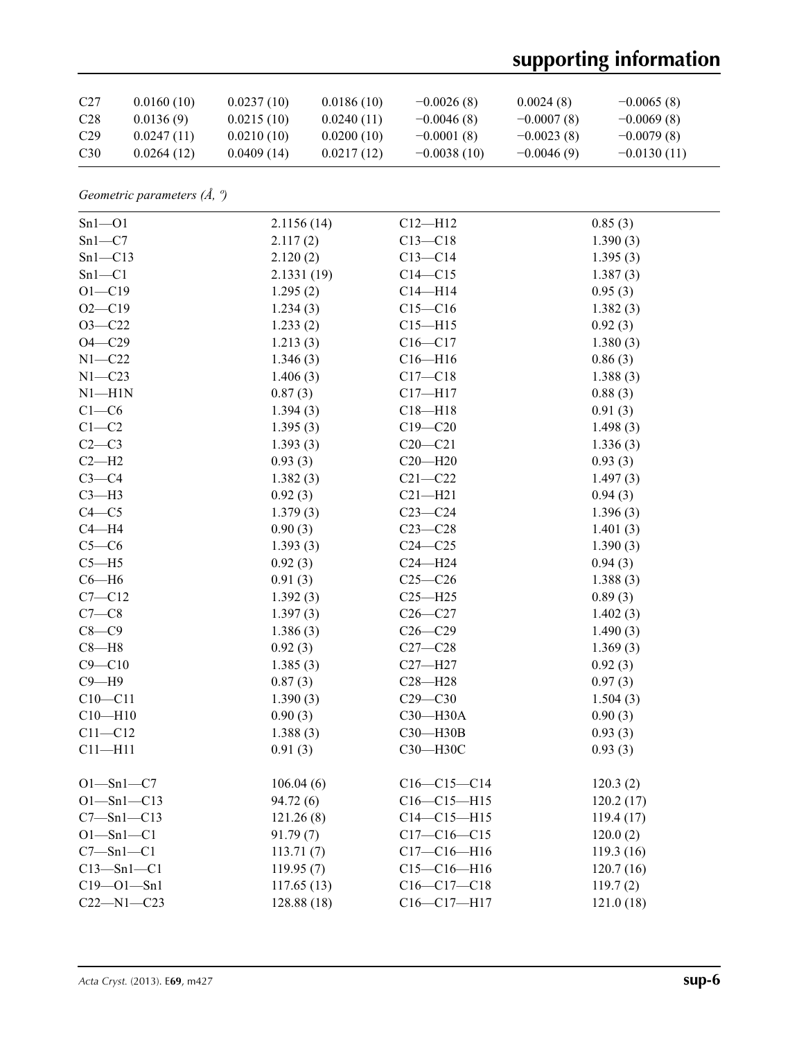| C27 | 0.0160 (10) | 0.0237 (10) | 0.0186 (10) | −0.0026 (8) | 0.0024 (8) | −0.0065 (8) |
|---|---|---|---|---|---|---|
| C28 | 0.0136 (9) | 0.0215 (10) | 0.0240 (11) | −0.0046 (8) | −0.0007 (8) | −0.0069 (8) |
| C29 | 0.0247 (11) | 0.0210 (10) | 0.0200 (10) | −0.0001 (8) | −0.0023 (8) | −0.0079 (8) |
| C30 | 0.0264 (12) | 0.0409 (14) | 0.0217 (12) | −0.0038 (10) | −0.0046 (9) | −0.0130 (11) |

*Geometric parameters (Å, º)*

| | | | |
|---|---|---|---|
| Sn1—O1 | 2.1156 (14) | C12—H12 | 0.85 (3) |
| Sn1—C7 | 2.117 (2) | C13—C18 | 1.390 (3) |
| Sn1—C13 | 2.120 (2) | C13—C14 | 1.395 (3) |
| Sn1—C1 | 2.1331 (19) | C14—C15 | 1.387 (3) |
| O1—C19 | 1.295 (2) | C14—H14 | 0.95 (3) |
| O2—C19 | 1.234 (3) | C15—C16 | 1.382 (3) |
| O3—C22 | 1.233 (2) | C15—H15 | 0.92 (3) |
| O4—C29 | 1.213 (3) | C16—C17 | 1.380 (3) |
| N1—C22 | 1.346 (3) | C16—H16 | 0.86 (3) |
| N1—C23 | 1.406 (3) | C17—C18 | 1.388 (3) |
| N1—H1N | 0.87 (3) | C17—H17 | 0.88 (3) |
| C1—C6 | 1.394 (3) | C18—H18 | 0.91 (3) |
| C1—C2 | 1.395 (3) | C19—C20 | 1.498 (3) |
| C2—C3 | 1.393 (3) | C20—C21 | 1.336 (3) |
| C2—H2 | 0.93 (3) | C20—H20 | 0.93 (3) |
| C3—C4 | 1.382 (3) | C21—C22 | 1.497 (3) |
| C3—H3 | 0.92 (3) | C21—H21 | 0.94 (3) |
| C4—C5 | 1.379 (3) | C23—C24 | 1.396 (3) |
| C4—H4 | 0.90 (3) | C23—C28 | 1.401 (3) |
| C5—C6 | 1.393 (3) | C24—C25 | 1.390 (3) |
| C5—H5 | 0.92 (3) | C24—H24 | 0.94 (3) |
| C6—H6 | 0.91 (3) | C25—C26 | 1.388 (3) |
| C7—C12 | 1.392 (3) | C25—H25 | 0.89 (3) |
| C7—C8 | 1.397 (3) | C26—C27 | 1.402 (3) |
| C8—C9 | 1.386 (3) | C26—C29 | 1.490 (3) |
| C8—H8 | 0.92 (3) | C27—C28 | 1.369 (3) |
| C9—C10 | 1.385 (3) | C27—H27 | 0.92 (3) |
| C9—H9 | 0.87 (3) | C28—H28 | 0.97 (3) |
| C10—C11 | 1.390 (3) | C29—C30 | 1.504 (3) |
| C10—H10 | 0.90 (3) | C30—H30A | 0.90 (3) |
| C11—C12 | 1.388 (3) | C30—H30B | 0.93 (3) |
| C11—H11 | 0.91 (3) | C30—H30C | 0.93 (3) |
| | | | |
| O1—Sn1—C7 | 106.04 (6) | C16—C15—C14 | 120.3 (2) |
| O1—Sn1—C13 | 94.72 (6) | C16—C15—H15 | 120.2 (17) |
| C7—Sn1—C13 | 121.26 (8) | C14—C15—H15 | 119.4 (17) |
| O1—Sn1—C1 | 91.79 (7) | C17—C16—C15 | 120.0 (2) |
| C7—Sn1—C1 | 113.71 (7) | C17—C16—H16 | 119.3 (16) |
| C13—Sn1—C1 | 119.95 (7) | C15—C16—H16 | 120.7 (16) |
| C19—O1—Sn1 | 117.65 (13) | C16—C17—C18 | 119.7 (2) |
| C22—N1—C23 | 128.88 (18) | C16—C17—H17 | 121.0 (18) |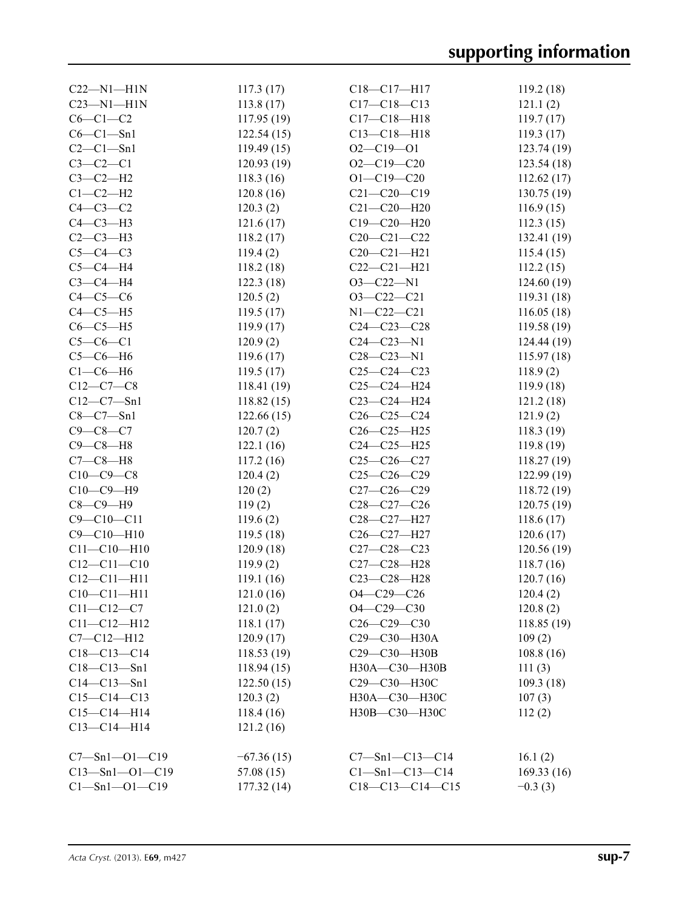| | | | |
|---|---|---|---|
| C22—N1—H1N | 117.3 (17) | C18—C17—H17 | 119.2 (18) |
| C23—N1—H1N | 113.8 (17) | C17—C18—C13 | 121.1 (2) |
| C6—C1—C2 | 117.95 (19) | C17—C18—H18 | 119.7 (17) |
| C6—C1—Sn1 | 122.54 (15) | C13—C18—H18 | 119.3 (17) |
| C2—C1—Sn1 | 119.49 (15) | O2—C19—O1 | 123.74 (19) |
| C3—C2—C1 | 120.93 (19) | O2—C19—C20 | 123.54 (18) |
| C3—C2—H2 | 118.3 (16) | O1—C19—C20 | 112.62 (17) |
| C1—C2—H2 | 120.8 (16) | C21—C20—C19 | 130.75 (19) |
| C4—C3—C2 | 120.3 (2) | C21—C20—H20 | 116.9 (15) |
| C4—C3—H3 | 121.6 (17) | C19—C20—H20 | 112.3 (15) |
| C2—C3—H3 | 118.2 (17) | C20—C21—C22 | 132.41 (19) |
| C5—C4—C3 | 119.4 (2) | C20—C21—H21 | 115.4 (15) |
| C5—C4—H4 | 118.2 (18) | C22—C21—H21 | 112.2 (15) |
| C3—C4—H4 | 122.3 (18) | O3—C22—N1 | 124.60 (19) |
| C4—C5—C6 | 120.5 (2) | O3—C22—C21 | 119.31 (18) |
| C4—C5—H5 | 119.5 (17) | N1—C22—C21 | 116.05 (18) |
| C6—C5—H5 | 119.9 (17) | C24—C23—C28 | 119.58 (19) |
| C5—C6—C1 | 120.9 (2) | C24—C23—N1 | 124.44 (19) |
| C5—C6—H6 | 119.6 (17) | C28—C23—N1 | 115.97 (18) |
| C1—C6—H6 | 119.5 (17) | C25—C24—C23 | 118.9 (2) |
| C12—C7—C8 | 118.41 (19) | C25—C24—H24 | 119.9 (18) |
| C12—C7—Sn1 | 118.82 (15) | C23—C24—H24 | 121.2 (18) |
| C8—C7—Sn1 | 122.66 (15) | C26—C25—C24 | 121.9 (2) |
| C9—C8—C7 | 120.7 (2) | C26—C25—H25 | 118.3 (19) |
| C9—C8—H8 | 122.1 (16) | C24—C25—H25 | 119.8 (19) |
| C7—C8—H8 | 117.2 (16) | C25—C26—C27 | 118.27 (19) |
| C10—C9—C8 | 120.4 (2) | C25—C26—C29 | 122.99 (19) |
| C10—C9—H9 | 120 (2) | C27—C26—C29 | 118.72 (19) |
| C8—C9—H9 | 119 (2) | C28—C27—C26 | 120.75 (19) |
| C9—C10—C11 | 119.6 (2) | C28—C27—H27 | 118.6 (17) |
| C9—C10—H10 | 119.5 (18) | C26—C27—H27 | 120.6 (17) |
| C11—C10—H10 | 120.9 (18) | C27—C28—C23 | 120.56 (19) |
| C12—C11—C10 | 119.9 (2) | C27—C28—H28 | 118.7 (16) |
| C12—C11—H11 | 119.1 (16) | C23—C28—H28 | 120.7 (16) |
| C10—C11—H11 | 121.0 (16) | O4—C29—C26 | 120.4 (2) |
| C11—C12—C7 | 121.0 (2) | O4—C29—C30 | 120.8 (2) |
| C11—C12—H12 | 118.1 (17) | C26—C29—C30 | 118.85 (19) |
| C7—C12—H12 | 120.9 (17) | C29—C30—H30A | 109 (2) |
| C18—C13—C14 | 118.53 (19) | C29—C30—H30B | 108.8 (16) |
| C18—C13—Sn1 | 118.94 (15) | H30A—C30—H30B | 111 (3) |
| C14—C13—Sn1 | 122.50 (15) | C29—C30—H30C | 109.3 (18) |
| C15—C14—C13 | 120.3 (2) | H30A—C30—H30C | 107 (3) |
| C15—C14—H14 | 118.4 (16) | H30B—C30—H30C | 112 (2) |
| C13—C14—H14 | 121.2 (16) | | |

| | | | |
|---|---|---|---|
| C7—Sn1—O1—C19 | −67.36 (15) | C7—Sn1—C13—C14 | 16.1 (2) |
| C13—Sn1—O1—C19 | 57.08 (15) | C1—Sn1—C13—C14 | 169.33 (16) |
| C1—Sn1—O1—C19 | 177.32 (14) | C18—C13—C14—C15 | −0.3 (3) |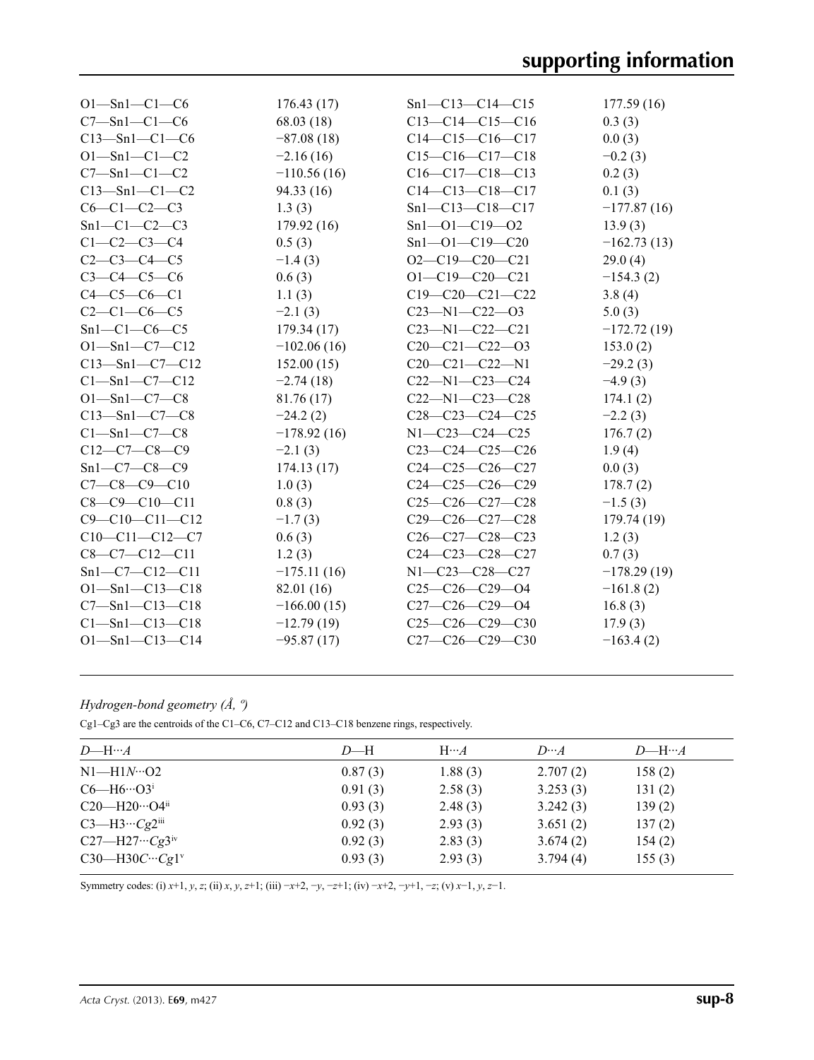| | | | |
|---|---|---|---|
| O1—Sn1—C1—C6 | 176.43 (17) | Sn1—C13—C14—C15 | 177.59 (16) |
| C7—Sn1—C1—C6 | 68.03 (18) | C13—C14—C15—C16 | 0.3 (3) |
| C13—Sn1—C1—C6 | −87.08 (18) | C14—C15—C16—C17 | 0.0 (3) |
| O1—Sn1—C1—C2 | −2.16 (16) | C15—C16—C17—C18 | −0.2 (3) |
| C7—Sn1—C1—C2 | −110.56 (16) | C16—C17—C18—C13 | 0.2 (3) |
| C13—Sn1—C1—C2 | 94.33 (16) | C14—C13—C18—C17 | 0.1 (3) |
| C6—C1—C2—C3 | 1.3 (3) | Sn1—C13—C18—C17 | −177.87 (16) |
| Sn1—C1—C2—C3 | 179.92 (16) | Sn1—O1—C19—O2 | 13.9 (3) |
| C1—C2—C3—C4 | 0.5 (3) | Sn1—O1—C19—C20 | −162.73 (13) |
| C2—C3—C4—C5 | −1.4 (3) | O2—C19—C20—C21 | 29.0 (4) |
| C3—C4—C5—C6 | 0.6 (3) | O1—C19—C20—C21 | −154.3 (2) |
| C4—C5—C6—C1 | 1.1 (3) | C19—C20—C21—C22 | 3.8 (4) |
| C2—C1—C6—C5 | −2.1 (3) | C23—N1—C22—O3 | 5.0 (3) |
| Sn1—C1—C6—C5 | 179.34 (17) | C23—N1—C22—C21 | −172.72 (19) |
| O1—Sn1—C7—C12 | −102.06 (16) | C20—C21—C22—O3 | 153.0 (2) |
| C13—Sn1—C7—C12 | 152.00 (15) | C20—C21—C22—N1 | −29.2 (3) |
| C1—Sn1—C7—C12 | −2.74 (18) | C22—N1—C23—C24 | −4.9 (3) |
| O1—Sn1—C7—C8 | 81.76 (17) | C22—N1—C23—C28 | 174.1 (2) |
| C13—Sn1—C7—C8 | −24.2 (2) | C28—C23—C24—C25 | −2.2 (3) |
| C1—Sn1—C7—C8 | −178.92 (16) | N1—C23—C24—C25 | 176.7 (2) |
| C12—C7—C8—C9 | −2.1 (3) | C23—C24—C25—C26 | 1.9 (4) |
| Sn1—C7—C8—C9 | 174.13 (17) | C24—C25—C26—C27 | 0.0 (3) |
| C7—C8—C9—C10 | 1.0 (3) | C24—C25—C26—C29 | 178.7 (2) |
| C8—C9—C10—C11 | 0.8 (3) | C25—C26—C27—C28 | −1.5 (3) |
| C9—C10—C11—C12 | −1.7 (3) | C29—C26—C27—C28 | 179.74 (19) |
| C10—C11—C12—C7 | 0.6 (3) | C26—C27—C28—C23 | 1.2 (3) |
| C8—C7—C12—C11 | 1.2 (3) | C24—C23—C28—C27 | 0.7 (3) |
| Sn1—C7—C12—C11 | −175.11 (16) | N1—C23—C28—C27 | −178.29 (19) |
| O1—Sn1—C13—C18 | 82.01 (16) | C25—C26—C29—O4 | −161.8 (2) |
| C7—Sn1—C13—C18 | −166.00 (15) | C27—C26—C29—O4 | 16.8 (3) |
| C1—Sn1—C13—C18 | −12.79 (19) | C25—C26—C29—C30 | 17.9 (3) |
| O1—Sn1—C13—C14 | −95.87 (17) | C27—C26—C29—C30 | −163.4 (2) |

### *Hydrogen-bond geometry (Å, º)*

*Cg*1–*Cg*3 are the centroids of the C1–C6, C7–C12 and C13–C18 benzene rings, respectively.

| *D*—H···*A* | *D*—H | H···*A* | *D*···*A* | *D*—H···*A* |
|---|---|---|---|---|
| N1—H1*N*···O2 | 0.87 (3) | 1.88 (3) | 2.707 (2) | 158 (2) |
| C6—H6···O3[i] | 0.91 (3) | 2.58 (3) | 3.253 (3) | 131 (2) |
| C20—H20···O4[ii] | 0.93 (3) | 2.48 (3) | 3.242 (3) | 139 (2) |
| C3—H3···*Cg*2[iii] | 0.92 (3) | 2.93 (3) | 3.651 (2) | 137 (2) |
| C27—H27···*Cg*3[iv] | 0.92 (3) | 2.83 (3) | 3.674 (2) | 154 (2) |
| C30—H30*C*···*Cg*1[v] | 0.93 (3) | 2.93 (3) | 3.794 (4) | 155 (3) |

Symmetry codes: (i) *x*+1, *y*, *z*; (ii) *x*, *y*, *z*+1; (iii) −*x*+2, −*y*, −*z*+1; (iv) −*x*+2, −*y*+1, −*z*; (v) *x*−1, *y*, *z*−1.